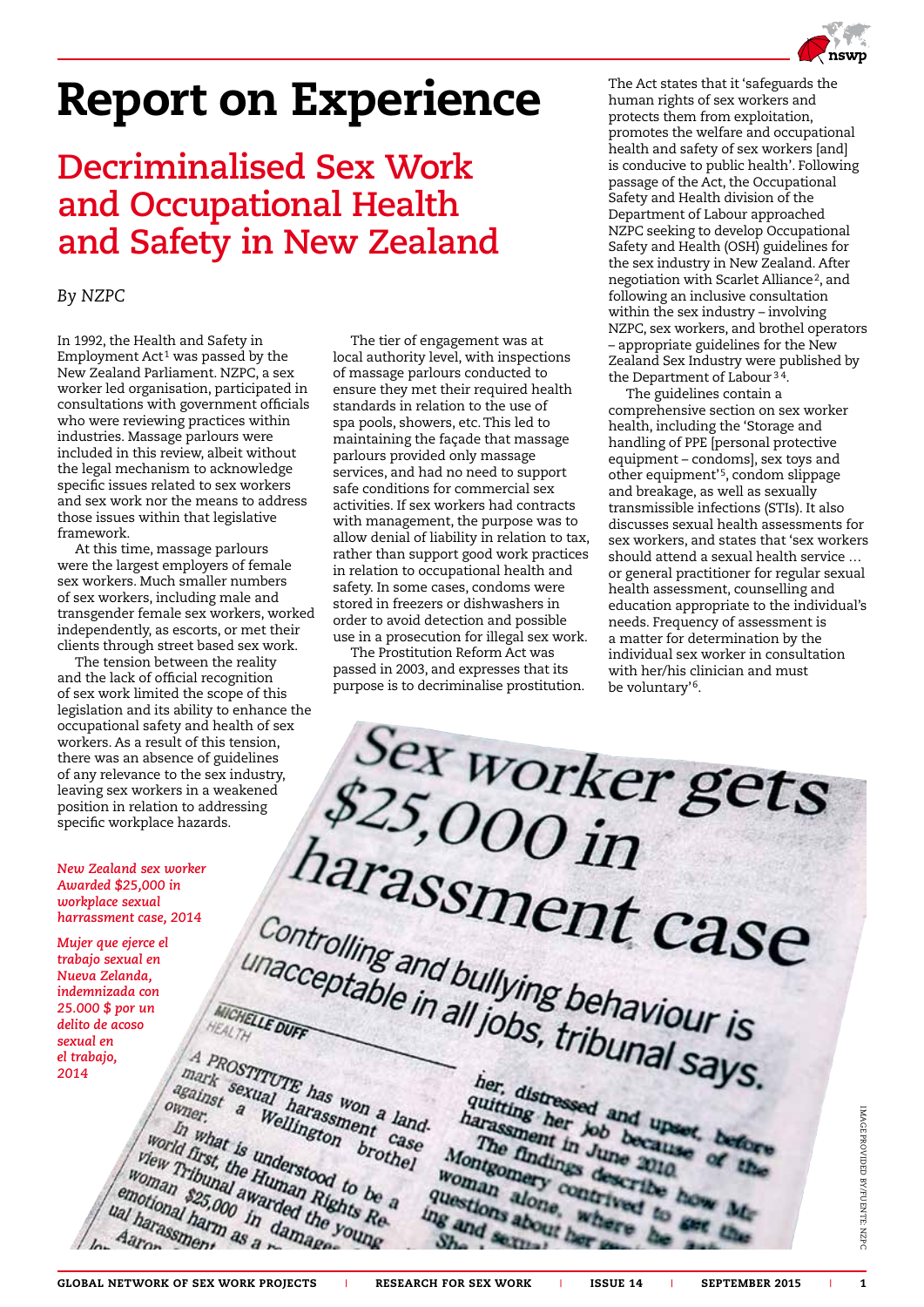# Report on Experience

## Decriminalised Sex Work and Occupational Health and Safety in New Zealand

*By NZPC*

In 1992, the Health and Safety in Employment Act[1] was passed by the New Zealand Parliament. NZPC, a sex worker led organisation, participated in consultations with government officials who were reviewing practices within industries. Massage parlours were included in this review, albeit without the legal mechanism to acknowledge specific issues related to sex workers and sex work nor the means to address those issues within that legislative framework.

At this time, massage parlours were the largest employers of female sex workers. Much smaller numbers of sex workers, including male and transgender female sex workers, worked independently, as escorts, or met their clients through street based sex work.

The tension between the reality and the lack of official recognition of sex work limited the scope of this legislation and its ability to enhance the occupational safety and health of sex workers. As a result of this tension, there was an absence of guidelines of any relevance to the sex industry, leaving sex workers in a weakened position in relation to addressing specific workplace hazards.

*New Zealand sex worker Awarded $25,000 in workplace sexual harrassment case, 2014*

*Mujer que ejerce el trabajo sexual en Nueva Zelanda, indemnizada con 25.000 $ por un delito de acoso sexual en el trabajo, 2014*

The tier of engagement was at local authority level, with inspections of massage parlours conducted to ensure they met their required health standards in relation to the use of spa pools, showers, etc. This led to maintaining the façade that massage parlours provided only massage services, and had no need to support safe conditions for commercial sex activities. If sex workers had contracts with management, the purpose was to allow denial of liability in relation to tax, rather than support good work practices in relation to occupational health and safety. In some cases, condoms were stored in freezers or dishwashers in order to avoid detection and possible use in a prosecution for illegal sex work.

The Prostitution Reform Act was passed in 2003, and expresses that its purpose is to decriminalise prostitution. The Act states that it 'safeguards the human rights of sex workers and protects them from exploitation, promotes the welfare and occupational health and safety of sex workers [and] is conducive to public health'. Following passage of the Act, the Occupational Safety and Health division of the Department of Labour approached NZPC seeking to develop Occupational Safety and Health (OSH) guidelines for the sex industry in New Zealand. After negotiation with Scarlet Alliance[2], and following an inclusive consultation within the sex industry – involving NZPC, sex workers, and brothel operators – appropriate guidelines for the New Zealand Sex Industry were published by the Department of Labour[3,4].

The guidelines contain a comprehensive section on sex worker health, including the 'Storage and handling of PPE [personal protective equipment – condoms], sex toys and other equipment'[5], condom slippage and breakage, as well as sexually transmissible infections (STIs). It also discusses sexual health assessments for sex workers, and states that 'sex workers should attend a sexual health service … or general practitioner for regular sexual health assessment, counselling and education appropriate to the individual's needs. Frequency of assessment is a matter for determination by the individual sex worker in consultation with her/his clinician and must be voluntary'[6].

IMAGE PROVIDED BY/FUENTE: NZPC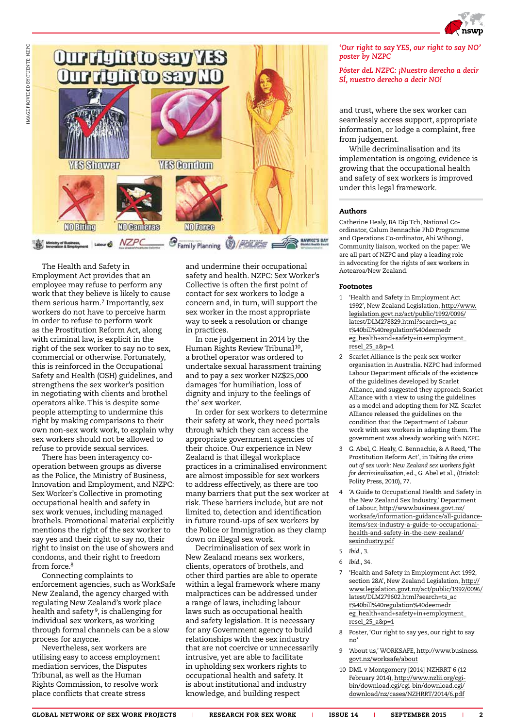*'Our right to say YES, our right to say NO' poster by NZPC*

*Póster deL NZPC: ¡Nuestro derecho a decir SÍ, nuestro derecho a decir NO!*

The Health and Safety in Employment Act provides that an employee may refuse to perform any work that they believe is likely to cause them serious harm.[7] Importantly, sex workers do not have to perceive harm in order to refuse to perform work as the Prostitution Reform Act, along with criminal law, is explicit in the right of the sex worker to say no to sex, commercial or otherwise. Fortunately, this is reinforced in the Occupational Safety and Health (OSH) guidelines, and strengthens the sex worker's position in negotiating with clients and brothel operators alike. This is despite some people attempting to undermine this right by making comparisons to their own non-sex work work, to explain why sex workers should not be allowed to refuse to provide sexual services.

There has been interagency co-operation between groups as diverse as the Police, the Ministry of Business, Innovation and Employment, and NZPC: Sex Worker's Collective in promoting occupational health and safety in sex work venues, including managed brothels. Promotional material explicitly mentions the right of the sex worker to say yes and their right to say no, their right to insist on the use of showers and condoms, and their right to freedom from force.[8]

Connecting complaints to enforcement agencies, such as WorkSafe New Zealand, the agency charged with regulating New Zealand's work place health and safety[9], is challenging for individual sex workers, as working through formal channels can be a slow process for anyone.

Nevertheless, sex workers are utilising easy to access employment mediation services, the Disputes Tribunal, as well as the Human Rights Commission, to resolve work place conflicts that create stress and undermine their occupational safety and health. NZPC: Sex Worker's Collective is often the first point of contact for sex workers to lodge a concern and, in turn, will support the sex worker in the most appropriate way to seek a resolution or change in practices.

In one judgement in 2014 by the Human Rights Review Tribunal[10], a brothel operator was ordered to undertake sexual harassment training and to pay a sex worker NZ$25,000 damages 'for humiliation, loss of dignity and injury to the feelings of the' sex worker.

In order for sex workers to determine their safety at work, they need portals through which they can access the appropriate government agencies of their choice. Our experience in New Zealand is that illegal workplace practices in a criminalised environment are almost impossible for sex workers to address effectively, as there are too many barriers that put the sex worker at risk. These barriers include, but are not limited to, detection and identification in future round-ups of sex workers by the Police or Immigration as they clamp down on illegal sex work.

Decriminalisation of sex work in New Zealand means sex workers, clients, operators of brothels, and other third parties are able to operate within a legal framework where many malpractices can be addressed under a range of laws, including labour laws such as occupational health and safety legislation. It is necessary for any Government agency to build relationships with the sex industry that are not coercive or unnecessarily intrusive, yet are able to facilitate in upholding sex workers rights to occupational health and safety. It is about institutional and industry knowledge, and building respect and trust, where the sex worker can seamlessly access support, appropriate information, or lodge a complaint, free from judgement.

While decriminalisation and its implementation is ongoing, evidence is growing that the occupational health and safety of sex workers is improved under this legal framework.

### Authors

Catherine Healy, BA Dip Tch, National Co-ordinator, Calum Bennachie PhD Programme and Operations Co-ordinator, Ahi Wihongi, Community liaison, worked on the paper. We are all part of NZPC and play a leading role in advocating for the rights of sex workers in Aotearoa/New Zealand.

### Footnotes

1. 'Health and Safety in Employment Act 1992', New Zealand Legislation, http://www.legislation.govt.nz/act/public/1992/0096/latest/DLM278829.html?search=ts_act%40bill%40regulation%40deemedreg_health+and+safety+in+employment_resel_25_a&p=1
2. Scarlet Alliance is the peak sex worker organisation in Australia. NZPC had informed Labour Department officials of the existence of the guidelines developed by Scarlet Alliance, and suggested they approach Scarlet Alliance with a view to using the guidelines as a model and adopting them for NZ. Scarlet Alliance released the guidelines on the condition that the Department of Labour work with sex workers in adapting them. The government was already working with NZPC.
3. G. Abel, C. Healy, C. Bennachie, & A Reed, 'The Prostitution Reform Act', in *Taking the crime out of sex work: New Zealand sex workers fight for decriminalisation*, ed., G. Abel et al., (Bristol: Polity Press, 2010), 77.
4. 'A Guide to Occupational Health and Safety in the New Zealand Sex Industry,' Department of Labour, http://www.business.govt.nz/worksafe/information-guidance/all-guidance-items/sex-industry-a-guide-to-occupational-health-and-safety-in-the-new-zealand/sexindustry.pdf
5. *Ibid.*, 3.
6. *Ibid.*, 34.
7. 'Health and Safety in Employment Act 1992, section 28A', New Zealand Legislation, http://www.legislation.govt.nz/act/public/1992/0096/latest/DLM279602.html?search=ts_act%40bill%40regulation%40deemedreg_health+and+safety+in+employment_resel_25_a&p=1
8. Poster, 'Our right to say yes, our right to say no'
9. 'About us,' WORKSAFE, http://www.business.govt.nz/worksafe/about
10. DML v Montgomery [2014] NZHRRT 6 (12 February 2014), http://www.nzlii.org/cgi-bin/download.cgi/cgi-bin/download.cgi/download/nz/cases/NZHRRT/2014/6.pdf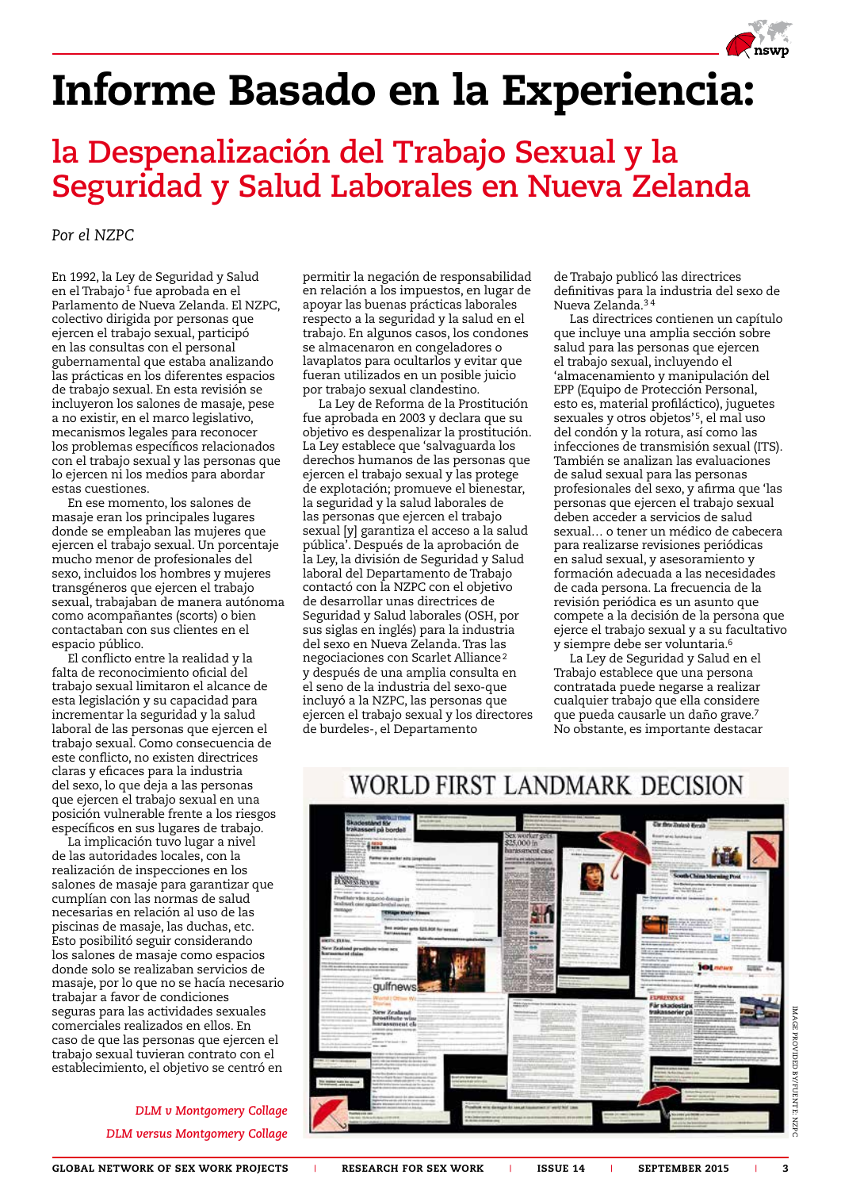# Informe Basado en la Experiencia:

## la Despenalización del Trabajo Sexual y la Seguridad y Salud Laborales en Nueva Zelanda

*Por el NZPC*

En 1992, la Ley de Seguridad y Salud en el Trabajo[1] fue aprobada en el Parlamento de Nueva Zelanda. El NZPC, colectivo dirigida por personas que ejercen el trabajo sexual, participó en las consultas con el personal gubernamental que estaba analizando las prácticas en los diferentes espacios de trabajo sexual. En esta revisión se incluyeron los salones de masaje, pese a no existir, en el marco legislativo, mecanismos legales para reconocer los problemas específicos relacionados con el trabajo sexual y las personas que lo ejercen ni los medios para abordar estas cuestiones.

En ese momento, los salones de masaje eran los principales lugares donde se empleaban las mujeres que ejercen el trabajo sexual. Un porcentaje mucho menor de profesionales del sexo, incluidos los hombres y mujeres transgéneros que ejercen el trabajo sexual, trabajaban de manera autónoma como acompañantes (scorts) o bien contactaban con sus clientes en el espacio público.

El conflicto entre la realidad y la falta de reconocimiento oficial del trabajo sexual limitaron el alcance de esta legislación y su capacidad para incrementar la seguridad y la salud laboral de las personas que ejercen el trabajo sexual. Como consecuencia de este conflicto, no existen directrices claras y eficaces para la industria del sexo, lo que deja a las personas que ejercen el trabajo sexual en una posición vulnerable frente a los riesgos específicos en sus lugares de trabajo.

La implicación tuvo lugar a nivel de las autoridades locales, con la realización de inspecciones en los salones de masaje para garantizar que cumplían con las normas de salud necesarias en relación al uso de las piscinas de masaje, las duchas, etc. Esto posibilitó seguir considerando los salones de masaje como espacios donde solo se realizaban servicios de masaje, por lo que no se hacía necesario trabajar a favor de condiciones seguras para las actividades sexuales comerciales realizados en ellos. En caso de que las personas que ejercen el trabajo sexual tuvieran contrato con el establecimiento, el objetivo se centró en permitir la negación de responsabilidad en relación a los impuestos, en lugar de apoyar las buenas prácticas laborales respecto a la seguridad y la salud en el trabajo. En algunos casos, los condones se almacenaron en congeladores o lavaplatos para ocultarlos y evitar que fueran utilizados en un posible juicio por trabajo sexual clandestino.

La Ley de Reforma de la Prostitución fue aprobada en 2003 y declara que su objetivo es despenalizar la prostitución. La Ley establece que 'salvaguarda los derechos humanos de las personas que ejercen el trabajo sexual y las protege de explotación; promueve el bienestar, la seguridad y la salud laborales de las personas que ejercen el trabajo sexual [y] garantiza el acceso a la salud pública'. Después de la aprobación de la Ley, la división de Seguridad y Salud laboral del Departamento de Trabajo contactó con la NZPC con el objetivo de desarrollar unas directrices de Seguridad y Salud laborales (OSH, por sus siglas en inglés) para la industria del sexo en Nueva Zelanda. Tras las negociaciones con Scarlet Alliance[2] y después de una amplia consulta en el seno de la industria del sexo-que incluyó a la NZPC, las personas que ejercen el trabajo sexual y los directores de burdeles-, el Departamento de Trabajo publicó las directrices definitivas para la industria del sexo de Nueva Zelanda.[3,4]

Las directrices contienen un capítulo que incluye una amplia sección sobre salud para las personas que ejercen el trabajo sexual, incluyendo el 'almacenamiento y manipulación del EPP (Equipo de Protección Personal, esto es, material profiláctico), juguetes sexuales y otros objetos'[5], el mal uso del condón y la rotura, así como las infecciones de transmisión sexual (ITS). También se analizan las evaluaciones de salud sexual para las personas profesionales del sexo, y afirma que 'las personas que ejercen el trabajo sexual deben acceder a servicios de salud sexual… o tener un médico de cabecera para realizarse revisiones periódicas en salud sexual, y asesoramiento y formación adecuada a las necesidades de cada persona. La frecuencia de la revisión periódica es un asunto que compete a la decisión de la persona que ejerce el trabajo sexual y a su facultativo y siempre debe ser voluntaria.[6]

La Ley de Seguridad y Salud en el Trabajo establece que una persona contratada puede negarse a realizar cualquier trabajo que ella considere que pueda causarle un daño grave.[7] No obstante, es importante destacar

WORLD FIRST LANDMARK DECISION

*DLM v Montgomery Collage*

*DLM versus Montgomery Collage*

IMAGE PROVIDED BY/FUENTE: NZPC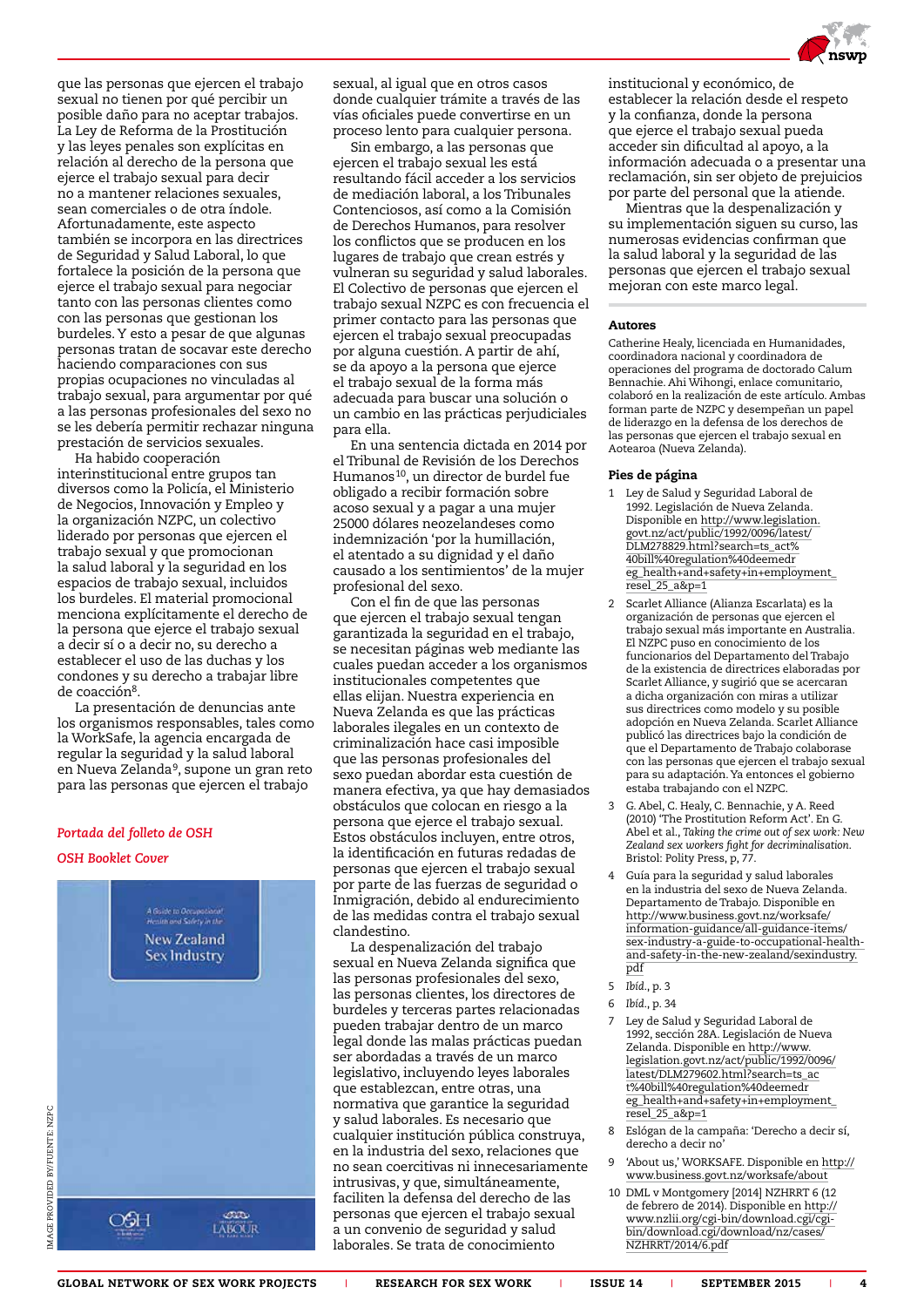que las personas que ejercen el trabajo sexual no tienen por qué percibir un posible daño para no aceptar trabajos. La Ley de Reforma de la Prostitución y las leyes penales son explícitas en relación al derecho de la persona que ejerce el trabajo sexual para decir no a mantener relaciones sexuales, sean comerciales o de otra índole. Afortunadamente, este aspecto también se incorpora en las directrices de Seguridad y Salud Laboral, lo que fortalece la posición de la persona que ejerce el trabajo sexual para negociar tanto con las personas clientes como con las personas que gestionan los burdeles. Y esto a pesar de que algunas personas tratan de socavar este derecho haciendo comparaciones con sus propias ocupaciones no vinculadas al trabajo sexual, para argumentar por qué a las personas profesionales del sexo no se les debería permitir rechazar ninguna prestación de servicios sexuales.

Ha habido cooperación interinstitucional entre grupos tan diversos como la Policía, el Ministerio de Negocios, Innovación y Empleo y la organización NZPC, un colectivo liderado por personas que ejercen el trabajo sexual y que promocionan la salud laboral y la seguridad en los espacios de trabajo sexual, incluidos los burdeles. El material promocional menciona explícitamente el derecho de la persona que ejerce el trabajo sexual a decir sí o a decir no, su derecho a establecer el uso de las duchas y los condones y su derecho a trabajar libre de coacción[8].

La presentación de denuncias ante los organismos responsables, tales como la WorkSafe, la agencia encargada de regular la seguridad y la salud laboral en Nueva Zelanda[9], supone un gran reto para las personas que ejercen el trabajo sexual, al igual que en otros casos donde cualquier trámite a través de las vías oficiales puede convertirse en un proceso lento para cualquier persona.

Sin embargo, a las personas que ejercen el trabajo sexual les está resultando fácil acceder a los servicios de mediación laboral, a los Tribunales Contenciosos, así como a la Comisión de Derechos Humanos, para resolver los conflictos que se producen en los lugares de trabajo que crean estrés y vulneran su seguridad y salud laborales. El Colectivo de personas que ejercen el trabajo sexual NZPC es con frecuencia el primer contacto para las personas que ejercen el trabajo sexual preocupadas por alguna cuestión. A partir de ahí, se da apoyo a la persona que ejerce el trabajo sexual de la forma más adecuada para buscar una solución o un cambio en las prácticas perjudiciales para ella.

En una sentencia dictada en 2014 por el Tribunal de Revisión de los Derechos Humanos[10], un director de burdel fue obligado a recibir formación sobre acoso sexual y a pagar a una mujer 25000 dólares neozelandeses como indemnización 'por la humillación, el atentado a su dignidad y el daño causado a los sentimientos' de la mujer profesional del sexo.

Con el fin de que las personas que ejercen el trabajo sexual tengan garantizada la seguridad en el trabajo, se necesitan páginas web mediante las cuales puedan acceder a los organismos institucionales competentes que ellas elijan. Nuestra experiencia en Nueva Zelanda es que las prácticas laborales ilegales en un contexto de criminalización hacen casi imposible que las personas profesionales del sexo puedan abordar esta cuestión de manera efectiva, ya que hay demasiados obstáculos que colocan en riesgo a la persona que ejerce el trabajo sexual. Estos obstáculos incluyen, entre otros, la identificación en futuras redadas de personas que ejercen el trabajo sexual por parte de las fuerzas de seguridad o Inmigración, debido al endurecimiento de las medidas contra el trabajo sexual clandestino.

La despenalización del trabajo sexual en Nueva Zelanda significa que las personas profesionales del sexo, las personas clientes, los directores de burdeles y terceras partes relacionadas pueden trabajar dentro de un marco legal donde las malas prácticas puedan ser abordadas a través de un marco legislativo, incluyendo leyes laborales que establezcan, entre otras, una normativa que garantice la seguridad y salud laborales. Es necesario que cualquier institución pública construya, en la industria del sexo, relaciones que no sean coercitivas ni innecesariamente intrusivas, y que, simultáneamente, faciliten la defensa del derecho de las personas que ejercen el trabajo sexual a un convenio de seguridad y salud laborales. Se trata de conocimiento institucional y económico, de establecer la relación desde el respeto y la confianza, donde la persona que ejerce el trabajo sexual pueda acceder sin dificultad al apoyo, a la información adecuada o a presentar una reclamación, sin ser objeto de prejuicios por parte del personal que la atiende.

Mientras que la despenalización y su implementación siguen su curso, las numerosas evidencias confirman que la salud laboral y la seguridad de las personas que ejercen el trabajo sexual mejoran con este marco legal.

*Portada del folleto de OSH*

*OSH Booklet Cover*

A Guide to Occupational Health and Safety in the New Zealand Sex Industry

IMAGE PROVIDED BY/FUENTE: NZPC

### Autores

Catherine Healy, licenciada en Humanidades, coordinadora nacional y coordinadora de operaciones del programa de doctorado Calum Bennachie. Ahi Wihongi, enlace comunitario, colaboró en la realización de este artículo. Ambas forman parte de NZPC y desempeñan un papel de liderazgo en la defensa de los derechos de las personas que ejercen el trabajo sexual en Aotearoa (Nueva Zelanda).

### Pies de página

1. Ley de Salud y Seguridad Laboral de 1992. Legislación de Nueva Zelanda. Disponible en http://www.legislation.govt.nz/act/public/1992/0096/latest/DLM278829.html?search=ts_act%40bill%40regulation%40deemedreg_health+and+safety+in+employment_resel_25_a&p=1
2. Scarlet Alliance (Alianza Escarlata) es la organización de personas que ejercen el trabajo sexual más importante en Australia. El NZPC puso en conocimiento de los funcionarios del Departamento del Trabajo de la existencia de directrices elaboradas por Scarlet Alliance, y sugirió que se acercaran a dicha organización con miras a utilizar sus directrices como modelo y su posible adopción en Nueva Zelanda. Scarlet Alliance publicó las directrices bajo la condición de que el Departamento de Trabajo colaborase con las personas que ejercen el trabajo sexual para su adaptación. Ya entonces el gobierno estaba trabajando con el NZPC.
3. G. Abel, C. Healy, C. Bennachie, y A. Reed (2010) 'The Prostitution Reform Act'. En G. Abel et al., *Taking the crime out of sex work: New Zealand sex workers fight for decriminalisation*. Bristol: Polity Press, p, 77.
4. Guía para la seguridad y salud laborales en la industria del sexo en Nueva Zelanda. Departamento de Trabajo. Disponible en http://www.business.govt.nz/worksafe/information-guidance/all-guidance-items/sex-industry-a-guide-to-occupational-health-and-safety-in-the-new-zealand/sexindustry.pdf
5. *Ibíd.*, p. 3
6. *Ibíd.*, p. 34
7. Ley de Salud y Seguridad Laboral de 1992, sección 28A. Legislación de Nueva Zelanda. Disponible en http://www.legislation.govt.nz/act/public/1992/0096/latest/DLM279602.html?search=ts_act%40bill%40regulation%40deemedreg_health+and+safety+in+employment_resel_25_a&p=1
8. Eslógan de la campaña: 'Derecho a decir sí, derecho a decir no'
9. 'About us,' WORKSAFE. Disponible en http://www.business.govt.nz/worksafe/about
10. DML v Montgomery [2014] NZHRRT 6 (12 de febrero de 2014). Disponible en http://www.nzlii.org/cgi-bin/download.cgi/cgi-bin/download.cgi/download/nz/cases/NZHRRT/2014/6.pdf